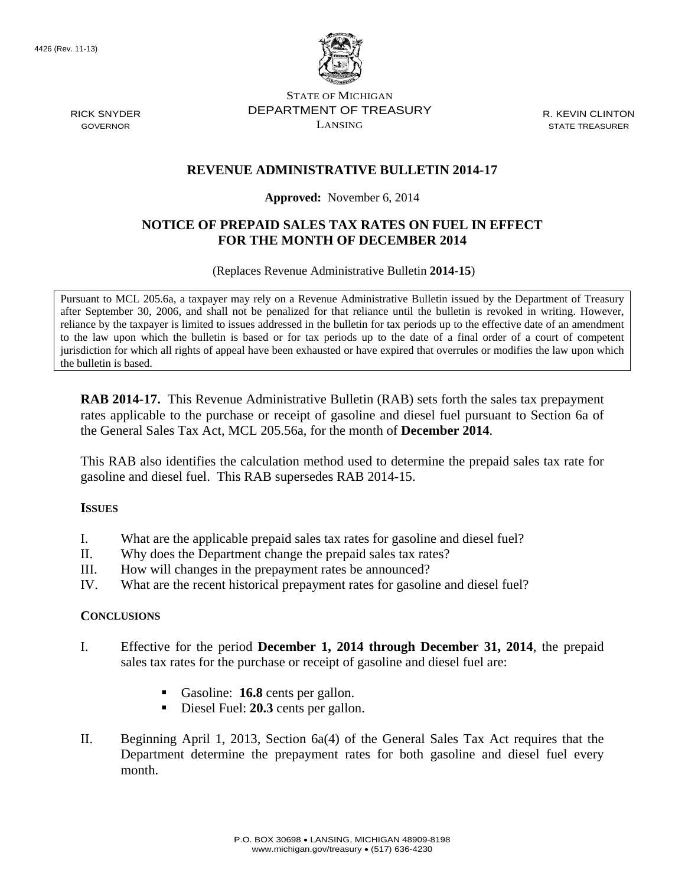4426 (Rev. 11-13)

STATE OF MICHIGAN
DEPARTMENT OF TREASURY
LANSING

RICK SNYDER
GOVERNOR

R. KEVIN CLINTON
STATE TREASURER

# REVENUE ADMINISTRATIVE BULLETIN 2014-17

**Approved:** November 6, 2014

## NOTICE OF PREPAID SALES TAX RATES ON FUEL IN EFFECT FOR THE MONTH OF DECEMBER 2014

(Replaces Revenue Administrative Bulletin **2014-15**)

Pursuant to MCL 205.6a, a taxpayer may rely on a Revenue Administrative Bulletin issued by the Department of Treasury after September 30, 2006, and shall not be penalized for that reliance until the bulletin is revoked in writing. However, reliance by the taxpayer is limited to issues addressed in the bulletin for tax periods up to the effective date of an amendment to the law upon which the bulletin is based or for tax periods up to the date of a final order of a court of competent jurisdiction for which all rights of appeal have been exhausted or have expired that overrules or modifies the law upon which the bulletin is based.

**RAB 2014-17.** This Revenue Administrative Bulletin (RAB) sets forth the sales tax prepayment rates applicable to the purchase or receipt of gasoline and diesel fuel pursuant to Section 6a of the General Sales Tax Act, MCL 205.56a, for the month of **December 2014**.

This RAB also identifies the calculation method used to determine the prepaid sales tax rate for gasoline and diesel fuel. This RAB supersedes RAB 2014-15.

### ISSUES

I. What are the applicable prepaid sales tax rates for gasoline and diesel fuel?
II. Why does the Department change the prepaid sales tax rates?
III. How will changes in the prepayment rates be announced?
IV. What are the recent historical prepayment rates for gasoline and diesel fuel?

### CONCLUSIONS

I. Effective for the period **December 1, 2014 through December 31, 2014**, the prepaid sales tax rates for the purchase or receipt of gasoline and diesel fuel are:

- Gasoline: **16.8** cents per gallon.
- Diesel Fuel: **20.3** cents per gallon.

II. Beginning April 1, 2013, Section 6a(4) of the General Sales Tax Act requires that the Department determine the prepayment rates for both gasoline and diesel fuel every month.

P.O. BOX 30698 • LANSING, MICHIGAN 48909-8198
www.michigan.gov/treasury • (517) 636-4230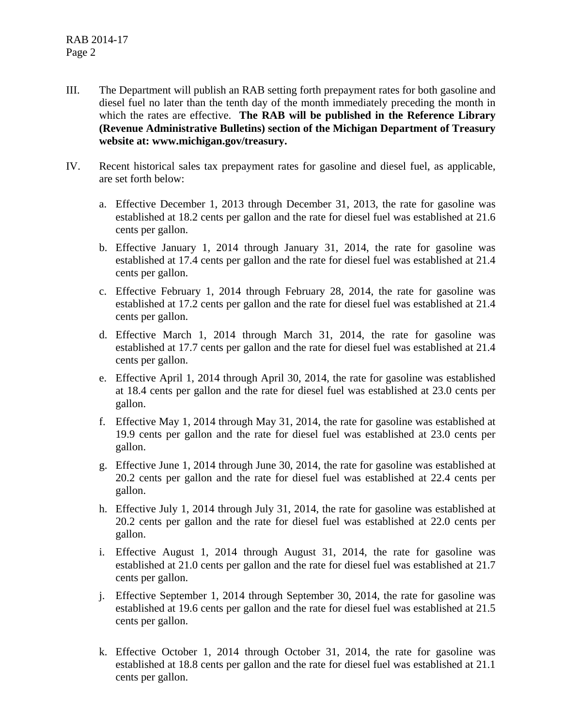III. The Department will publish an RAB setting forth prepayment rates for both gasoline and diesel fuel no later than the tenth day of the month immediately preceding the month in which the rates are effective. **The RAB will be published in the Reference Library (Revenue Administrative Bulletins) section of the Michigan Department of Treasury website at: www.michigan.gov/treasury.**

IV. Recent historical sales tax prepayment rates for gasoline and diesel fuel, as applicable, are set forth below:

a. Effective December 1, 2013 through December 31, 2013, the rate for gasoline was established at 18.2 cents per gallon and the rate for diesel fuel was established at 21.6 cents per gallon.

b. Effective January 1, 2014 through January 31, 2014, the rate for gasoline was established at 17.4 cents per gallon and the rate for diesel fuel was established at 21.4 cents per gallon.

c. Effective February 1, 2014 through February 28, 2014, the rate for gasoline was established at 17.2 cents per gallon and the rate for diesel fuel was established at 21.4 cents per gallon.

d. Effective March 1, 2014 through March 31, 2014, the rate for gasoline was established at 17.7 cents per gallon and the rate for diesel fuel was established at 21.4 cents per gallon.

e. Effective April 1, 2014 through April 30, 2014, the rate for gasoline was established at 18.4 cents per gallon and the rate for diesel fuel was established at 23.0 cents per gallon.

f. Effective May 1, 2014 through May 31, 2014, the rate for gasoline was established at 19.9 cents per gallon and the rate for diesel fuel was established at 23.0 cents per gallon.

g. Effective June 1, 2014 through June 30, 2014, the rate for gasoline was established at 20.2 cents per gallon and the rate for diesel fuel was established at 22.4 cents per gallon.

h. Effective July 1, 2014 through July 31, 2014, the rate for gasoline was established at 20.2 cents per gallon and the rate for diesel fuel was established at 22.0 cents per gallon.

i. Effective August 1, 2014 through August 31, 2014, the rate for gasoline was established at 21.0 cents per gallon and the rate for diesel fuel was established at 21.7 cents per gallon.

j. Effective September 1, 2014 through September 30, 2014, the rate for gasoline was established at 19.6 cents per gallon and the rate for diesel fuel was established at 21.5 cents per gallon.

k. Effective October 1, 2014 through October 31, 2014, the rate for gasoline was established at 18.8 cents per gallon and the rate for diesel fuel was established at 21.1 cents per gallon.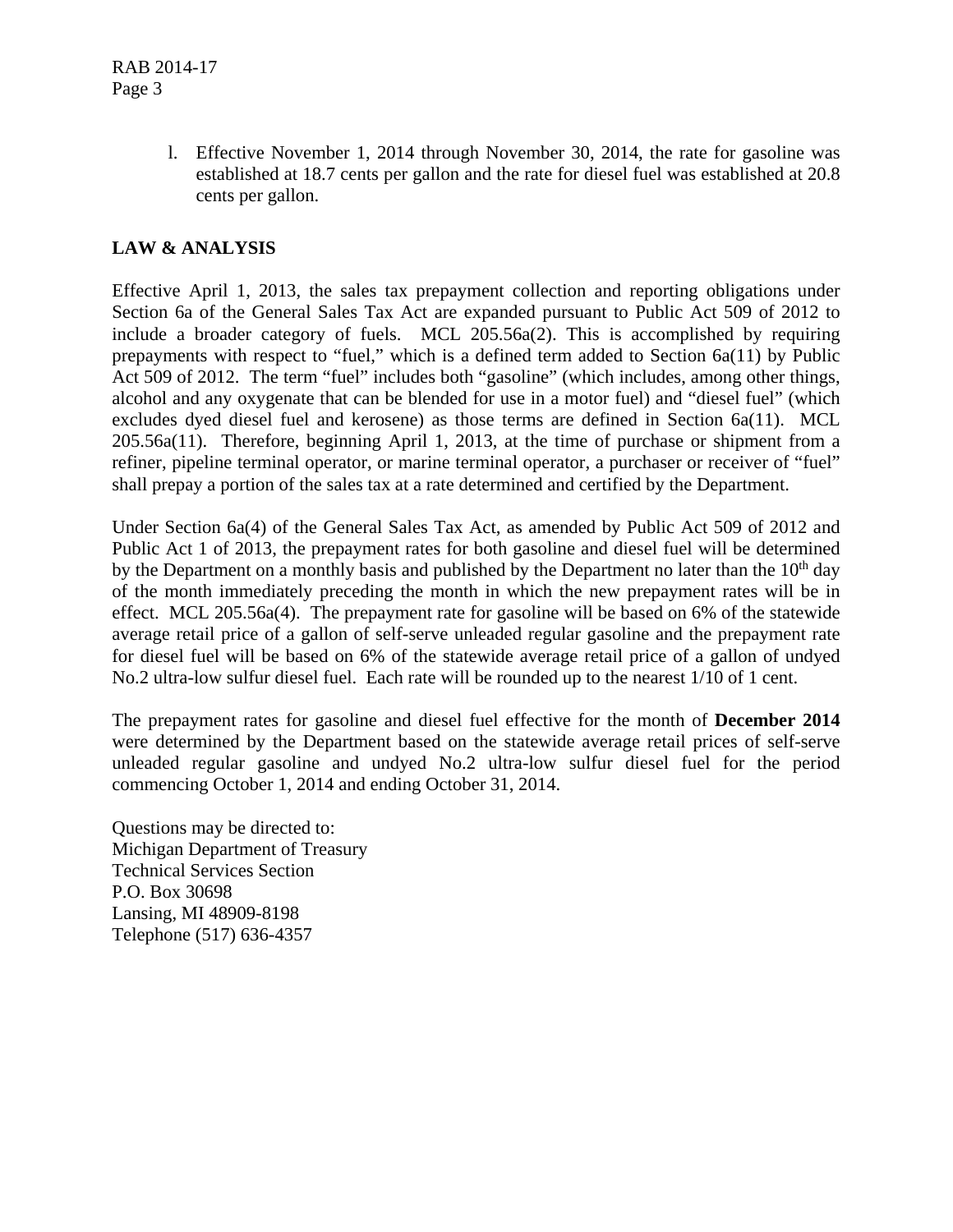l. Effective November 1, 2014 through November 30, 2014, the rate for gasoline was established at 18.7 cents per gallon and the rate for diesel fuel was established at 20.8 cents per gallon.

**LAW & ANALYSIS**

Effective April 1, 2013, the sales tax prepayment collection and reporting obligations under Section 6a of the General Sales Tax Act are expanded pursuant to Public Act 509 of 2012 to include a broader category of fuels. MCL 205.56a(2). This is accomplished by requiring prepayments with respect to "fuel," which is a defined term added to Section 6a(11) by Public Act 509 of 2012. The term "fuel" includes both "gasoline" (which includes, among other things, alcohol and any oxygenate that can be blended for use in a motor fuel) and "diesel fuel" (which excludes dyed diesel fuel and kerosene) as those terms are defined in Section 6a(11). MCL 205.56a(11). Therefore, beginning April 1, 2013, at the time of purchase or shipment from a refiner, pipeline terminal operator, or marine terminal operator, a purchaser or receiver of "fuel" shall prepay a portion of the sales tax at a rate determined and certified by the Department.

Under Section 6a(4) of the General Sales Tax Act, as amended by Public Act 509 of 2012 and Public Act 1 of 2013, the prepayment rates for both gasoline and diesel fuel will be determined by the Department on a monthly basis and published by the Department no later than the 10th day of the month immediately preceding the month in which the new prepayment rates will be in effect. MCL 205.56a(4). The prepayment rate for gasoline will be based on 6% of the statewide average retail price of a gallon of self-serve unleaded regular gasoline and the prepayment rate for diesel fuel will be based on 6% of the statewide average retail price of a gallon of undyed No.2 ultra-low sulfur diesel fuel. Each rate will be rounded up to the nearest 1/10 of 1 cent.

The prepayment rates for gasoline and diesel fuel effective for the month of **December 2014** were determined by the Department based on the statewide average retail prices of self-serve unleaded regular gasoline and undyed No.2 ultra-low sulfur diesel fuel for the period commencing October 1, 2014 and ending October 31, 2014.

Questions may be directed to:
Michigan Department of Treasury
Technical Services Section
P.O. Box 30698
Lansing, MI 48909-8198
Telephone (517) 636-4357